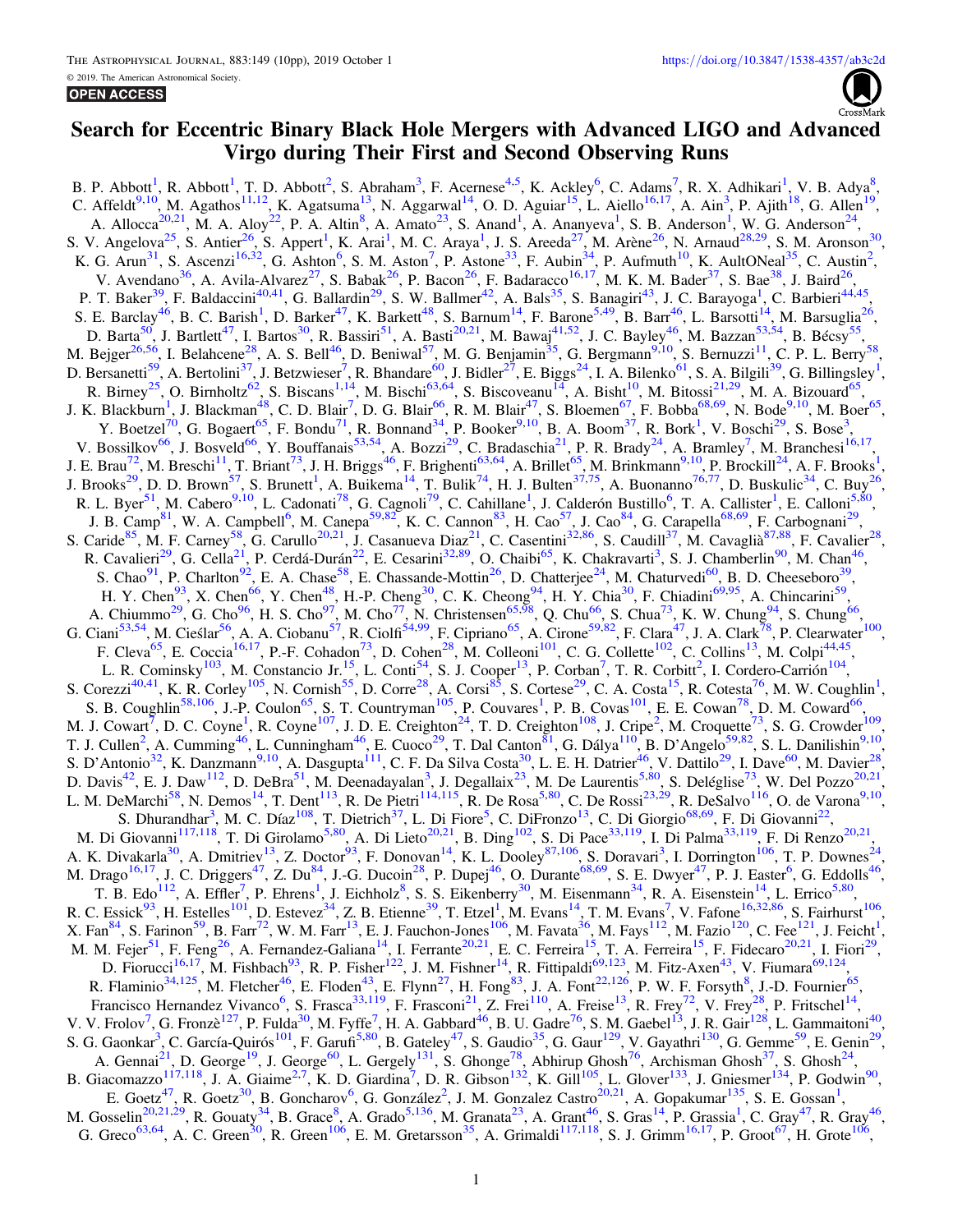# Search for Eccentric Binary Black Hole Mergers with Advanced LIGO and Advanced Virgo during Their First and Second Observing Runs

B. P. Abbott[1], R. Abbott[1], T. D. Abbott[2], S. Abraham[3], F. Acernese[4,5], K. Ackley[6], C. Adams[7], R. X. Adhikari[1], V. B. Adya[8], C. Affeldt[9,10], M. Agathos[11,12], K. Agatsuma[13], N. Aggarwal[14], O. D. Aguiar[15], L. Aiello[16,17], A. Ain[3], P. Ajith[18], G. Allen[19], A. Allocca[20,21], M. A. Aloy[22], P. A. Altin[8], A. Amato[23], S. Anand[1], A. Ananyeva[1], S. B. Anderson[1], W. G. Anderson[24], S. V. Angelova[25], S. Antier[26], S. Appert[1], K. Arai[1], M. C. Araya[1], J. S. Areeda[27], M. Arène[26], N. Arnaud[28,29], S. M. Aronson[30], K. G. Arun[31], S. Ascenzi[16,32], G. Ashton[6], S. M. Aston[7], P. Astone[33], F. Aubin[34], P. Aufmuth[10], K. AultONeal[35], C. Austin[2], V. Avendano[36], A. Avila-Alvarez[27], S. Babak[26], P. Bacon[26], F. Badaracco[16,17], M. K. M. Bader[37], S. Bae[38], J. Baird[26], P. T. Baker[39], F. Baldaccini[40,41], G. Ballardin[29], S. W. Ballmer[42], A. Bals[35], S. Banagiri[43], J. C. Barayoga[1], C. Barbieri[44,45], S. E. Barclay[46], B. C. Barish[1], D. Barker[47], K. Barkett[48], S. Barnum[14], F. Barone[5,49], B. Barr[46], L. Barsotti[14], M. Barsuglia[26], D. Barta[50], J. Bartlett[47], I. Bartos[30], R. Bassiri[51], A. Basti[20,21], M. Bawaj[41,52], J. C. Bayley[46], M. Bazzan[53,54], B. Bécsy[55], M. Bejger[26,56], I. Belahcene[28], A. S. Bell[46], D. Beniwal[57], M. G. Benjamin[35], G. Bergmann[9,10], S. Bernuzzi[11], C. P. L. Berry[58], D. Bersanetti[59], A. Bertolini[37], J. Betzwieser[7], R. Bhandare[60], J. Bidler[27], E. Biggs[24], I. A. Bilenko[61], S. A. Bilgili[39], G. Billingsley[1], R. Birney[25], O. Birnholtz[62], S. Biscans[1,14], M. Bischi[63,64], S. Biscoveanu[14], A. Bisht[10], M. Bitossi[21,29], M. A. Bizouard[65], J. K. Blackburn[1], J. Blackman[48], C. D. Blair[7], D. G. Blair[66], R. M. Blair[47], S. Bloemen[67], F. Bobba[68,69], N. Bode[9,10], M. Boer[65], Y. Boetzel[70], G. Bogaert[65], F. Bondu[71], R. Bonnand[34], P. Booker[9,10], B. A. Boom[37], R. Bork[1], V. Boschi[29], S. Bose[3], V. Bossilkov[66], J. Bosveld[66], Y. Bouffanais[53,54], A. Bozzi[29], C. Bradaschia[21], P. R. Brady[24], A. Bramley[7], M. Branchesi[16,17], J. E. Brau[72], M. Breschi[11], T. Briant[73], J. H. Briggs[46], F. Brighenti[63,64], A. Brillet[65], M. Brinkmann[9,10], P. Brockill[24], A. F. Brooks[1], J. Brooks[29], D. D. Brown[57], S. Brunett[1], A. Buikema[14], T. Bulik[74], H. J. Bulten[37,75], A. Buonanno[76,77], D. Buskulic[34], C. Buy[26], R. L. Byer[51], M. Cabero[9,10], L. Cadonati[78], G. Cagnoli[79], C. Cahillane[1], J. Calderón Bustillo[6], T. A. Callister[1], E. Calloni[5,80], J. B. Camp[81], W. A. Campbell[6], M. Canepa[59,82], K. C. Cannon[83], H. Cao[57], J. Cao[84], G. Carapella[68,69], F. Carbognani[29], S. Caride[85], M. F. Carney[58], G. Carullo[20,21], J. Casanueva Diaz[21], C. Casentini[32,86], S. Caudill[37], M. Cavaglià[87,88], F. Cavalier[28], R. Cavalieri[29], G. Cella[21], P. Cerdá-Durán[22], E. Cesarini[32,89], O. Chaibi[65], K. Chakravarti[3], S. J. Chamberlin[90], M. Chan[46], S. Chao[91], P. Charlton[92], E. A. Chase[58], E. Chassande-Mottin[26], D. Chatterjee[24], M. Chaturvedi[60], B. D. Cheeseboro[39], H. Y. Chen[93], X. Chen[66], Y. Chen[48], H.-P. Cheng[30], C. K. Cheong[94], H. Y. Chia[30], F. Chiadini[69,95], A. Chincarini[59], A. Chiummo[29], G. Cho[96], H. S. Cho[97], M. Cho[77], N. Christensen[65,98], Q. Chu[66], S. Chua[73], K. W. Chung[94], S. Chung[66], G. Ciani[53,54], M. Cieślar[56], A. A. Ciobanu[57], R. Ciolfi[54,99], F. Cipriano[65], A. Cirone[59,82], F. Clara[47], J. A. Clark[78], P. Clearwater[100], F. Cleva[65], E. Coccia[16,17], P.-F. Cohadon[73], D. Cohen[28], M. Colleoni[101], C. G. Collette[102], C. Collins[13], M. Colpi[44,45], L. R. Cominsky[103], M. Constancio Jr.[15], L. Conti[54], S. J. Cooper[13], P. Corban[7], T. R. Corbitt[2], I. Cordero-Carrión[104], S. Corezzi[40,41], K. R. Corley[105], N. Cornish[55], D. Corre[28], A. Corsi[85], S. Cortese[29], C. A. Costa[15], R. Cotesta[76], M. W. Coughlin[1], S. B. Coughlin[58,106], J.-P. Coulon[65], S. T. Countryman[105], P. Couvares[1], P. B. Covas[101], E. E. Cowan[78], D. M. Coward[66], M. J. Cowart[7], D. C. Coyne[1], R. Coyne[107], J. D. E. Creighton[24], T. D. Creighton[108], J. Cripe[2], M. Croquette[73], S. G. Crowder[109], T. J. Cullen[2], A. Cumming[46], L. Cunningham[46], E. Cuoco[29], T. Dal Canton[81], G. Dálya[110], B. D'Angelo[59,82], S. L. Danilishin[9,10], S. D'Antonio[32], K. Danzmann[9,10], A. Dasgupta[111], C. F. Da Silva Costa[30], L. E. H. Datrier[46], V. Dattilo[29], I. Dave[60], M. Davier[28], D. Davis[42], E. J. Daw[112], D. DeBra[51], M. Deenadayalan[3], J. Degallaix[23], M. De Laurentis[5,80], S. Deléglise[73], W. Del Pozzo[20,21], L. M. DeMarchi[58], N. Demos[14], T. Dent[113], R. De Pietri[114,115], R. De Rosa[5,80], C. De Rossi[23,29], R. DeSalvo[116], O. de Varona[9,10], S. Dhurandhar[3], M. C. Díaz[108], T. Dietrich[37], L. Di Fiore[5], C. DiFronzo[13], C. Di Giorgio[68,69], F. Di Giovanni[22], M. Di Giovanni[117,118], T. Di Girolamo[5,80], A. Di Lieto[20,21], B. Ding[102], S. Di Pace[33,119], I. Di Palma[33,119], F. Di Renzo[20,21], A. K. Divakarla[30], A. Dmitriev[13], Z. Doctor[93], F. Donovan[14], K. L. Dooley[87,106], S. Doravari[3], I. Dorrington[106], T. P. Downes[24], M. Drago[16,17], J. C. Driggers[47], Z. Du[84], J.-G. Ducoin[28], P. Dupej[46], O. Durante[68,69], S. E. Dwyer[47], P. J. Easter[6], G. Eddolls[46], T. B. Edo[112], A. Effler[7], P. Ehrens[1], J. Eichholz[8], S. S. Eikenberry[30], M. Eisenmann[34], R. A. Eisenstein[14], L. Errico[5,80], R. C. Essick[93], H. Estelles[101], D. Estevez[34], Z. B. Etienne[39], T. Etzel[1], M. Evans[14], T. M. Evans[7], V. Fafone[16,32,86], S. Fairhurst[106], X. Fan[84], S. Farinon[59], B. Farr[72], W. M. Farr[13], E. J. Fauchon-Jones[106], M. Favata[36], M. Fays[112], M. Fazio[120], C. Fee[121], J. Feicht[1], M. M. Fejer[51], F. Feng[26], A. Fernandez-Galiana[14], I. Ferrante[20,21], E. C. Ferreira[15], T. A. Ferreira[15], F. Fidecaro[20,21], I. Fiori[29], D. Fiorucci[16,17], M. Fishbach[93], R. P. Fisher[122], J. M. Fishner[14], R. Fittipaldi[69,123], M. Fitz-Axen[43], V. Fiumara[69,124], R. Flaminio[34,125], M. Fletcher[46], E. Floden[43], E. Flynn[27], H. Fong[83], J. A. Font[22,126], P. W. F. Forsyth[8], J.-D. Fournier[65], Francisco Hernandez Vivanco[6], S. Frasca[33,119], F. Frasconi[21], Z. Frei[110], A. Freise[13], R. Frey[72], V. Frey[28], P. Fritschel[14], V. V. Frolov[7], G. Fronzè[127], P. Fulda[30], M. Fyffe[7], H. A. Gabbard[46], B. U. Gadre[76], S. M. Gaebel[13], J. R. Gair[128], L. Gammaitoni[40], S. G. Gaonkar[3], C. García-Quirós[101], F. Garufi[5,80], B. Gateley[47], S. Gaudio[35], G. Gaur[129], V. Gayathri[130], G. Gemme[59], E. Genin[29], A. Gennai[21], D. George[19], J. George[60], L. Gergely[131], S. Ghonge[78], Abhirup Ghosh[76], Archisman Ghosh[37], S. Ghosh[24], B. Giacomazzo[117,118], J. A. Giaime[2,7], K. D. Giardina[7], D. R. Gibson[132], K. Gill[105], L. Glover[133], J. Gniesmer[134], P. Godwin[90], E. Goetz[47], R. Goetz[30], B. Goncharov[6], G. González[2], J. M. Gonzalez Castro[20,21], A. Gopakumar[135], S. E. Gossan[1], M. Gosselin[20,21,29], R. Gouaty[34], B. Grace[8], A. Grado[5,136], M. Granata[23], A. Grant[46], S. Gras[14], P. Grassia[1], C. Gray[47], R. Gray[46], G. Greco[63,64], A. C. Green[30], R. Green[106], E. M. Gretarsson[35], A. Grimaldi[117,118], S. J. Grimm[16,17], P. Groot[67], H. Grote[106],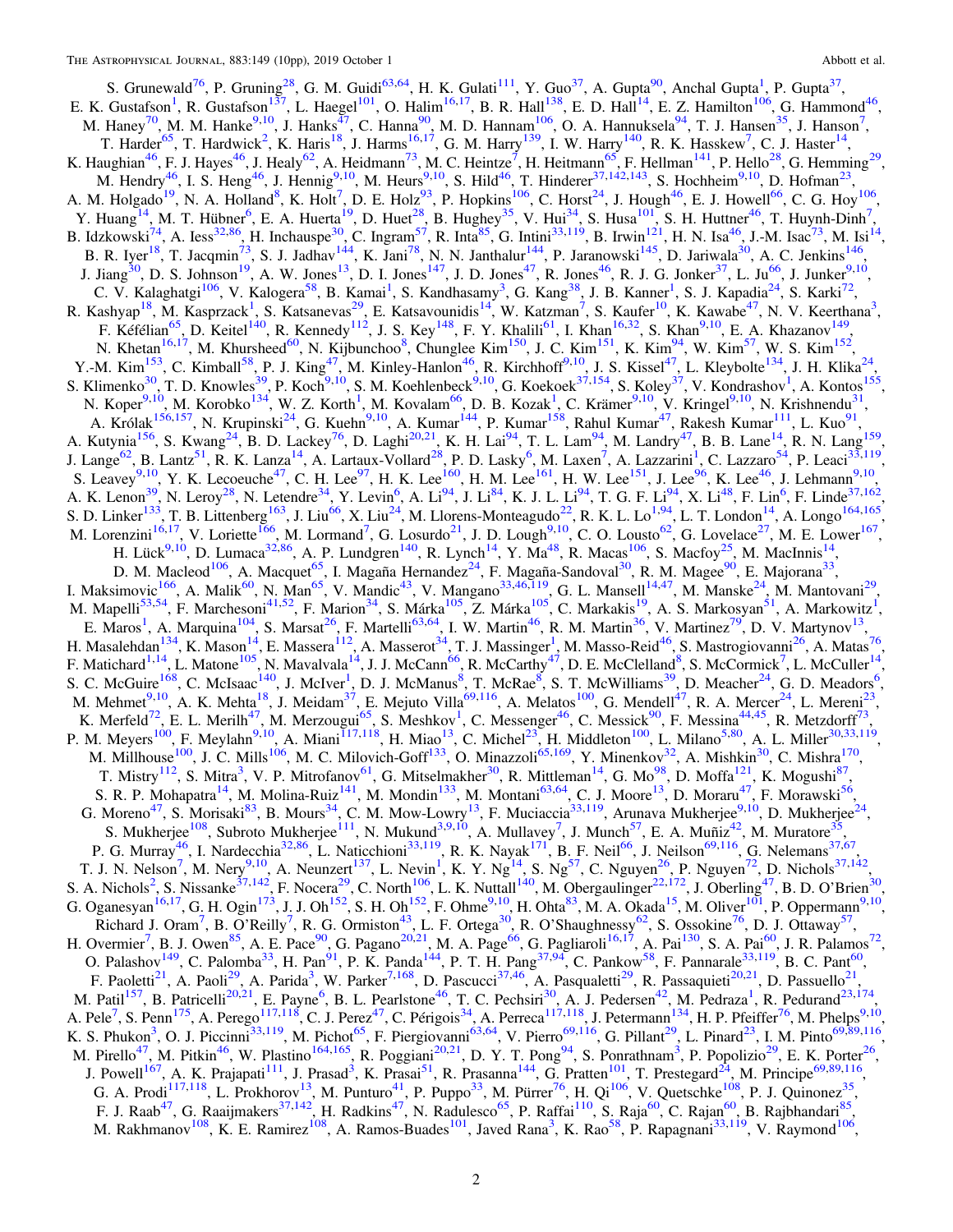S. Grunewald[76], P. Gruning[28], G. M. Guidi[63,64], H. K. Gulati[111], Y. Guo[37], A. Gupta[90], Anchal Gupta[1], P. Gupta[37], E. K. Gustafson[1], R. Gustafson[137], L. Haegel[101], O. Halim[16,17], B. R. Hall[138], E. D. Hall[14], E. Z. Hamilton[106], G. Hammond[46], M. Haney[70], M. M. Hanke[9,10], J. Hanks[47], C. Hanna[90], M. D. Hannam[106], O. A. Hannuksela[94], T. J. Hansen[35], J. Hanson[7], T. Harder[65], T. Hardwick[2], K. Haris[18], J. Harms[16,17], G. M. Harry[139], I. W. Harry[140], R. K. Hasskew[7], C. J. Haster[14], K. Haughian[46], F. J. Hayes[46], J. Healy[62], A. Heidmann[73], M. C. Heintze[7], H. Heitmann[65], F. Hellman[141], P. Hello[28], G. Hemming[29], M. Hendry[46], I. S. Heng[46], J. Hennig[9,10], M. Heurs[9,10], S. Hild[46], T. Hinderer[37,142,143], S. Hochheim[9,10], D. Hofman[23], A. M. Holgado[19], N. A. Holland[8], K. Holt[7], D. E. Holz[93], P. Hopkins[106], C. Horst[24], J. Hough[46], E. J. Howell[66], C. G. Hoy[106], Y. Huang[14], M. T. Hübner[6], E. A. Huerta[19], D. Huet[28], B. Hughey[35], V. Hui[34], S. Husa[101], S. H. Huttner[46], T. Huynh-Dinh[7], B. Idzkowski[74], A. Iess[32,86], H. Inchauspe[30], C. Ingram[57], R. Inta[85], G. Intini[33,119], B. Irwin[121], H. N. Isa[46], J.-M. Isac[73], M. Isi[14], B. R. Iyer[18], T. Jacqmin[73], S. J. Jadhav[144], K. Jani[78], N. N. Janthalur[144], P. Jaranowski[145], D. Jariwala[30], A. C. Jenkins[146], J. Jiang[30], D. S. Johnson[19], A. W. Jones[13], D. I. Jones[147], J. D. Jones[47], R. Jones[46], R. J. G. Jonker[37], L. Ju[66], J. Junker[9,10], C. V. Kalaghatgi[106], V. Kalogera[58], B. Kamai[1], S. Kandhasamy[3], G. Kang[38], J. B. Kanner[1], S. J. Kapadia[24], S. Karki[72], R. Kashyap[18], M. Kasprzack[1], S. Katsanevas[29], E. Katsavounidis[14], W. Katzman[7], S. Kaufer[10], K. Kawabe[47], N. V. Keerthana[3], F. Kéfélian[65], D. Keitel[140], R. Kennedy[112], J. S. Key[148], F. Y. Khalili[61], I. Khan[16,32], S. Khan[9,10], E. A. Khazanov[149], N. Khetan[16,17], M. Khursheed[60], N. Kijbunchoo[8], Chunglee Kim[150], J. C. Kim[151], K. Kim[94], W. Kim[57], W. S. Kim[152], Y.-M. Kim[153], C. Kimball[58], P. J. King[47], M. Kinley-Hanlon[46], R. Kirchhoff[9,10], J. S. Kissel[47], L. Kleybolte[134], J. H. Klika[24], S. Klimenko[30], T. D. Knowles[39], P. Koch[9,10], S. M. Koehlenbeck[9,10], G. Koekoek[37,154], S. Koley[37], V. Kondrashov[1], A. Kontos[155], N. Koper[9,10], M. Korobko[134], W. Z. Korth[1], M. Kovalam[66], D. B. Kozak[1], C. Krämer[9,10], V. Kringel[9,10], N. Krishnendu[31], A. Królak[156,157], N. Krupinski[24], G. Kuehn[9,10], A. Kumar[144], P. Kumar[158], Rahul Kumar[47], Rakesh Kumar[111], L. Kuo[91], A. Kutynia[156], S. Kwang[24], B. D. Lackey[76], D. Laghi[20,21], K. H. Lai[94], T. L. Lam[94], M. Landry[47], B. B. Lane[14], R. N. Lang[159], J. Lange[62], B. Lantz[51], R. K. Lanza[14], A. Lartaux-Vollard[28], P. D. Lasky[6], M. Laxen[7], A. Lazzarini[1], C. Lazzaro[54], P. Leaci[33,119], S. Leavey[9,10], Y. K. Lecoeuche[47], C. H. Lee[97], H. K. Lee[160], H. M. Lee[161], H. W. Lee[151], J. Lee[96], K. Lee[46], J. Lehmann[9,10], A. K. Lenon[39], N. Leroy[28], N. Letendre[34], Y. Levin[6], A. Li[94], J. Li[84], K. J. L. Li[94], T. G. F. Li[94], X. Li[48], F. Lin[6], F. Linde[37,162], S. D. Linker[133], T. B. Littenberg[163], J. Liu[66], X. Liu[24], M. Llorens-Monteagudo[22], R. K. L. Lo[1,94], L. T. London[14], A. Longo[164,165], M. Lorenzini[16,17], V. Loriette[166], M. Lormand[7], G. Losurdo[21], J. D. Lough[9,10], C. O. Lousto[62], G. Lovelace[27], M. E. Lower[167], H. Lück[9,10], D. Lumaca[32,86], A. P. Lundgren[140], R. Lynch[14], Y. Ma[48], R. Macas[106], S. Macfoy[25], M. MacInnis[14], D. M. Macleod[106], A. Macquet[65], I. Magaña Hernandez[24], F. Magaña-Sandoval[30], R. M. Magee[90], E. Majorana[33], I. Maksimovic[166], A. Malik[60], N. Man[65], V. Mandic[43], V. Mangano[33,46,119], G. L. Mansell[14,47], M. Manske[24], M. Mantovani[29], M. Mapelli[53,54], F. Marchesoni[41,52], F. Marion[34], S. Márka[105], Z. Márka[105], C. Markakis[19], A. S. Markosyan[51], A. Markowitz[1], E. Maros[1], A. Marquina[104], S. Marsat[26], F. Martelli[63,64], I. W. Martin[46], R. M. Martin[36], V. Martinez[79], D. V. Martynov[13], H. Masalehdan[134], K. Mason[14], E. Massera[112], A. Masserot[34], T. J. Massinger[1], M. Masso-Reid[46], S. Mastrogiovanni[26], A. Matas[76], F. Matichard[1,14], L. Matone[105], N. Mavalvala[14], J. J. McCann[66], R. McCarthy[47], D. E. McClelland[8], S. McCormick[7], L. McCuller[14], S. C. McGuire[168], C. McIsaac[140], J. McIver[1], D. J. McManus[8], T. McRae[8], S. T. McWilliams[39], D. Meacher[24], G. D. Meadors[6], M. Mehmet[9,10], A. K. Mehta[18], J. Meidam[37], E. Mejuto Villa[69,116], A. Melatos[100], G. Mendell[47], R. A. Mercer[24], L. Mereni[23], K. Merfeld[72], E. L. Merilh[47], M. Merzougui[65], S. Meshkov[1], C. Messenger[46], C. Messick[90], F. Messina[44,45], R. Metzdorff[73], P. M. Meyers[100], F. Meylahn[9,10], A. Miani[117,118], H. Miao[13], C. Michel[23], H. Middleton[100], L. Milano[5,80], A. L. Miller[30,33,119], M. Millhouse[100], J. C. Mills[106], M. C. Milovich-Goff[133], O. Minazzoli[65,169], Y. Minenkov[32], A. Mishkin[30], C. Mishra[170], T. Mistry[112], S. Mitra[3], V. P. Mitrofanov[61], G. Mitselmakher[30], R. Mittleman[14], G. Mo[98], D. Moffa[121], K. Mogushi[87], S. R. P. Mohapatra[14], M. Molina-Ruiz[141], M. Mondin[133], M. Montani[63,64], C. J. Moore[13], D. Moraru[47], F. Morawski[56], G. Moreno[47], S. Morisaki[83], B. Mours[34], C. M. Mow-Lowry[13], F. Muciaccia[33,119], Arunava Mukherjee[9,10], D. Mukherjee[24], S. Mukherjee[108], Subroto Mukherjee[111], N. Mukund[3,9,10], A. Mullavey[7], J. Munch[57], E. A. Muñiz[42], M. Muratore[35], P. G. Murray[46], I. Nardecchia[32,86], L. Naticchioni[33,119], R. K. Nayak[171], B. F. Neil[66], J. Neilson[69,116], G. Nelemans[37,67], T. J. N. Nelson[7], M. Nery[9,10], A. Neunzert[137], L. Nevin[1], K. Y. Ng[14], S. Ng[57], C. Nguyen[26], P. Nguyen[72], D. Nichols[37,142], S. A. Nichols[2], S. Nissanke[37,142], F. Nocera[29], C. North[106], L. K. Nuttall[140], M. Obergaulinger[22,172], J. Oberling[47], B. D. O'Brien[30], G. Oganesyan[16,17], G. H. Ogin[173], J. J. Oh[152], S. H. Oh[152], F. Ohme[9,10], H. Ohta[83], M. A. Okada[15], M. Oliver[101], P. Oppermann[9,10], Richard J. Oram[7], B. O'Reilly[7], R. G. Ormiston[43], L. F. Ortega[30], R. O'Shaughnessy[62], S. Ossokine[76], D. J. Ottaway[57], H. Overmier[7], B. J. Owen[85], A. E. Pace[90], G. Pagano[20,21], M. A. Page[66], G. Pagliaroli[16,17], A. Pai[130], S. A. Pai[60], J. R. Palamos[72], O. Palashov[149], C. Palomba[33], H. Pan[91], P. K. Panda[144], P. T. H. Pang[37,94], C. Pankow[58], F. Pannarale[33,119], B. C. Pant[60], F. Paoletti[21], A. Paoli[29], A. Parida[3], W. Parker[7,168], D. Pascucci[37,46], A. Pasqualetti[29], R. Passaquieti[20,21], D. Passuello[21], M. Patil[157], B. Patricelli[20,21], E. Payne[6], B. L. Pearlstone[46], T. C. Pechsiri[30], A. J. Pedersen[42], M. Pedraza[1], R. Pedurand[23,174], A. Pele[7], S. Penn[175], A. Perego[117,118], C. J. Perez[47], C. Périgois[34], A. Perreca[117,118], J. Petermann[134], H. P. Pfeiffer[76], M. Phelps[9,10], K. S. Phukon[3], O. J. Piccinni[33,119], M. Pichot[65], F. Piergiovanni[63,64], V. Pierro[69,116], G. Pillant[29], L. Pinard[23], I. M. Pinto[69,89,116], M. Pirello[47], M. Pitkin[46], W. Plastino[164,165], R. Poggiani[20,21], D. Y. T. Pong[94], S. Ponrathnam[3], P. Popolizio[29], E. K. Porter[26], J. Powell[167], A. K. Prajapati[111], J. Prasad[3], K. Prasai[51], R. Prasanna[144], G. Pratten[101], T. Prestegard[24], M. Principe[69,89,116], G. A. Prodi[117,118], L. Prokhorov[13], M. Punturo[41], P. Puppo[33], M. Pürrer[76], H. Qi[106], V. Quetschke[108], P. J. Quinonez[35], F. J. Raab[47], G. Raaijmakers[37,142], H. Radkins[47], N. Radulesco[65], P. Raffai[110], S. Raja[60], C. Rajan[60], B. Rajbhandari[85], M. Rakhmanov[108], K. E. Ramirez[108], A. Ramos-Buades[101], Javed Rana[3], K. Rao[58], P. Rapagnani[33,119], V. Raymond[106],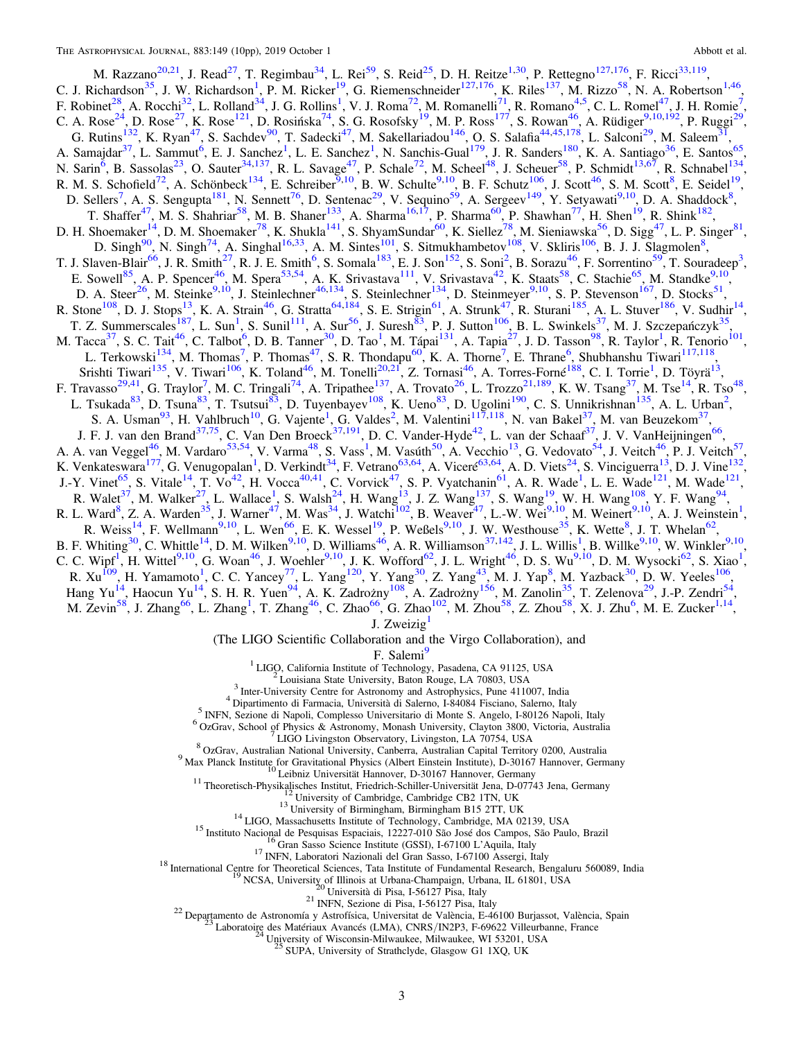M. Razzano[20,21], J. Read[27], T. Regimbau[34], L. Rei[59], S. Reid[25], D. H. Reitze[1,30], P. Rettegno[127,176], F. Ricci[33,119], C. J. Richardson[35], J. W. Richardson[1], P. M. Ricker[19], G. Riemenschneider[127,176], K. Riles[137], M. Rizzo[58], N. A. Robertson[1,46], F. Robinet[28], A. Rocchi[32], L. Rolland[34], J. G. Rollins[1], V. J. Roma[72], M. Romanelli[71], R. Romano[4,5], C. L. Romel[47], J. H. Romie[7], C. A. Rose[24], D. Rose[27], K. Rose[121], D. Rosińska[74], S. G. Rosofsky[19], M. P. Ross[177], S. Rowan[46], A. Rüdiger[9,10,192], P. Ruggi[29], G. Rutins[132], K. Ryan[47], S. Sachdev[90], T. Sadecki[47], M. Sakellariadou[146], O. S. Salafia[44,45,178], L. Salconi[29], M. Saleem[31], A. Samajdar[37], L. Sammut[6], E. J. Sanchez[1], L. E. Sanchez[1], N. Sanchis-Gual[179], J. R. Sanders[180], K. A. Santiago[36], E. Santos[65], N. Sarin[6], B. Sassolas[23], O. Sauter[34,137], R. L. Savage[47], P. Schale[72], M. Scheel[48], J. Scheuer[58], P. Schmidt[13,67], R. Schnabel[134], R. M. S. Schofield[72], A. Schönbeck[134], E. Schreiber[9,10], B. W. Schulte[9,10], B. F. Schutz[106], J. Scott[46], S. M. Scott[8], E. Seidel[19], D. Sellers[7], A. S. Sengupta[181], N. Sennett[76], D. Sentenac[29], V. Sequino[59], A. Sergeev[149], Y. Setyawati[9,10], D. A. Shaddock[8], T. Shaffer[47], M. S. Shahriar[58], M. B. Shaner[133], A. Sharma[16,17], P. Sharma[60], P. Shawhan[77], H. Shen[19], R. Shink[182], D. H. Shoemaker[14], D. M. Shoemaker[78], K. Shukla[141], S. ShyamSundar[60], K. Siellez[78], M. Sieniawska[56], D. Sigg[47], L. P. Singer[81], D. Singh[90], N. Singh[74], A. Singhal[16,33], A. M. Sintes[101], S. Sitmukhambetov[108], V. Skliris[106], B. J. J. Slagmolen[8], T. J. Slaven-Blair[66], J. R. Smith[27], R. J. E. Smith[6], S. Somala[183], E. J. Son[152], S. Soni[2], B. Sorazu[46], F. Sorrentino[59], T. Souradeep[3], E. Sowell[85], A. P. Spencer[46], M. Spera[53,54], A. K. Srivastava[111], V. Srivastava[42], K. Staats[58], C. Stachie[65], M. Standke[9,10], D. A. Steer[26], M. Steinke[9,10], J. Steinlechner[46,134], S. Steinlechner[134], D. Steinmeyer[9,10], S. P. Stevenson[167], D. Stocks[51], R. Stone[108], D. J. Stops[13], K. A. Strain[46], G. Stratta[64,184], S. E. Strigin[61], A. Strunk[47], R. Sturani[185], A. L. Stuver[186], V. Sudhir[14], T. Z. Summerscales[187], L. Sun[1], S. Sunil[111], A. Sur[56], J. Suresh[83], P. J. Sutton[106], B. L. Swinkels[37], M. J. Szczepańczyk[35], M. Tacca[37], S. C. Tait[46], C. Talbot[6], D. B. Tanner[30], D. Tao[1], M. Tápai[131], A. Tapia[27], J. D. Tasson[98], R. Taylor[1], R. Tenorio[101], L. Terkowski[134], M. Thomas[7], P. Thomas[47], S. R. Thondapu[60], K. A. Thorne[7], E. Thrane[6], Shubhanshu Tiwari[117,118], Srishti Tiwari[135], V. Tiwari[106], K. Toland[46], M. Tonelli[20,21], Z. Tornasi[46], A. Torres-Forné[188], C. I. Torrie[1], D. Töyrä[13], F. Travasso[29,41], G. Traylor[7], M. C. Tringali[74], A. Tripathee[137], A. Trovato[26], L. Trozzo[21,189], K. W. Tsang[37], M. Tse[14], R. Tso[48], L. Tsukada[83], D. Tsuna[83], T. Tsutsui[83], D. Tuyenbayev[108], K. Ueno[83], D. Ugolini[190], C. S. Unnikrishnan[135], A. L. Urban[2], S. A. Usman[93], H. Vahlbruch[10], G. Vajente[1], G. Valdes[2], M. Valentini[117,118], N. van Bakel[37], M. van Beuzekom[37], J. F. J. van den Brand[37,75], C. Van Den Broeck[37,191], D. C. Vander-Hyde[42], L. van der Schaaf[37], J. V. VanHeijningen[66], A. A. van Veggel[46], M. Vardaro[53,54], V. Varma[48], S. Vass[1], M. Vasúth[50], A. Vecchio[13], G. Vedovato[54], J. Veitch[46], P. J. Veitch[57], K. Venkateswara[177], G. Venugopalan[1], D. Verkindt[34], F. Vetrano[63,64], A. Viceré[63,64], A. D. Viets[24], S. Vinciguerra[13], D. J. Vine[132], J.-Y. Vinet[65], S. Vitale[14], T. Vo[42], H. Vocca[40,41], C. Vorvick[47], S. P. Vyatchanin[61], A. R. Wade[1], L. E. Wade[121], M. Wade[121], R. Walet[37], M. Walker[27], L. Wallace[1], S. Walsh[24], H. Wang[13], J. Z. Wang[137], S. Wang[19], W. H. Wang[108], Y. F. Wang[94], R. L. Ward[8], Z. A. Warden[35], J. Warner[47], M. Was[34], J. Watchi[102], B. Weaver[47], L.-W. Wei[9,10], M. Weinert[9,10], A. J. Weinstein[1], R. Weiss[14], F. Wellmann[9,10], L. Wen[66], E. K. Wessel[19], P. Weßels[9,10], J. W. Westhouse[35], K. Wette[8], J. T. Whelan[62], B. F. Whiting[30], C. Whittle[14], D. M. Wilken[9,10], D. Williams[46], A. R. Williamson[37,142], J. L. Willis[1], B. Willke[9,10], W. Winkler[9,10], C. C. Wipf[1], H. Wittel[9,10], G. Woan[46], J. Woehler[9,10], J. K. Wofford[62], J. L. Wright[46], D. S. Wu[9,10], D. M. Wysocki[62], S. Xiao[1], R. Xu[109], H. Yamamoto[1], C. C. Yancey[77], L. Yang[120], Y. Yang[30], Z. Yang[43], M. J. Yap[8], M. Yazback[30], D. W. Yeeles[106], Hang Yu[14], Haocun Yu[14], S. H. R. Yuen[94], A. K. Zadrożny[108], A. Zadrożny[156], M. Zanolin[35], T. Zelenova[29], J.-P. Zendri[54], M. Zevin[58], J. Zhang[66], L. Zhang[1], T. Zhang[46], C. Zhao[66], G. Zhao[102], M. Zhou[58], Z. Zhou[58], X. J. Zhu[6], M. E. Zucker[1,14], J. Zweizig[1]

(The LIGO Scientific Collaboration and the Virgo Collaboration), and

F. Salemi[9]

[1] LIGO, California Institute of Technology, Pasadena, CA 91125, USA
[2] Louisiana State University, Baton Rouge, LA 70803, USA
[3] Inter-University Centre for Astronomy and Astrophysics, Pune 411007, India
[4] Dipartimento di Farmacia, Università di Salerno, I-84084 Fisciano, Salerno, Italy
[5] INFN, Sezione di Napoli, Complesso Universitario di Monte S. Angelo, I-80126 Napoli, Italy
[6] OzGrav, School of Physics & Astronomy, Monash University, Clayton 3800, Victoria, Australia
[7] LIGO Livingston Observatory, Livingston, LA 70754, USA
[8] OzGrav, Australian National University, Canberra, Australian Capital Territory 0200, Australia
[9] Max Planck Institute for Gravitational Physics (Albert Einstein Institute), D-30167 Hannover, Germany
[10] Leibniz Universität Hannover, D-30167 Hannover, Germany
[11] Theoretisch-Physikalisches Institut, Friedrich-Schiller-Universität Jena, D-07743 Jena, Germany
[12] University of Cambridge, Cambridge CB2 1TN, UK
[13] University of Birmingham, Birmingham B15 2TT, UK
[14] LIGO, Massachusetts Institute of Technology, Cambridge, MA 02139, USA
[15] Instituto Nacional de Pesquisas Espaciais, 12227-010 São José dos Campos, São Paulo, Brazil
[16] Gran Sasso Science Institute (GSSI), I-67100 L'Aquila, Italy
[17] INFN, Laboratori Nazionali del Gran Sasso, I-67100 Assergi, Italy
[18] International Centre for Theoretical Sciences, Tata Institute of Fundamental Research, Bengaluru 560089, India
[19] NCSA, University of Illinois at Urbana-Champaign, Urbana, IL 61801, USA
[20] Università di Pisa, I-56127 Pisa, Italy
[21] INFN, Sezione di Pisa, I-56127 Pisa, Italy
[22] Departamento de Astronomía y Astrofísica, Universitat de València, E-46100 Burjassot, València, Spain
[23] Laboratoire des Matériaux Avancés (LMA), CNRS/IN2P3, F-69622 Villeurbanne, France
[24] University of Wisconsin-Milwaukee, Milwaukee, WI 53201, USA
[25] SUPA, University of Strathclyde, Glasgow G1 1XQ, UK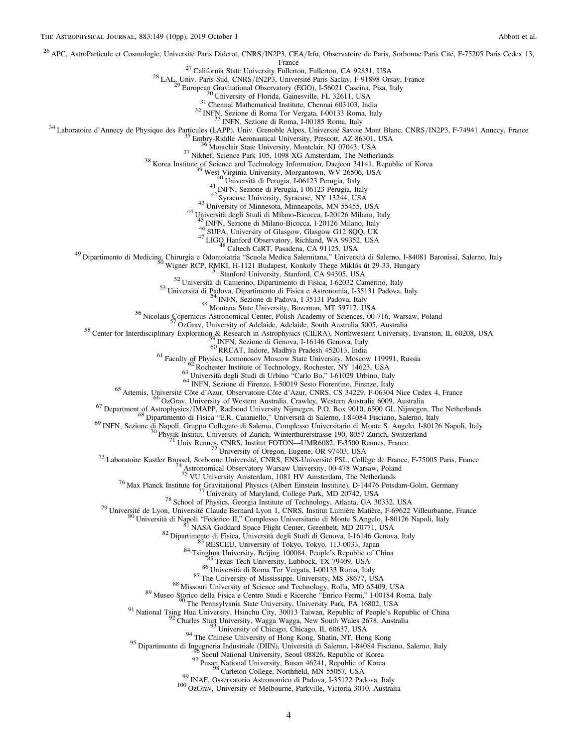[26] APC, AstroParticule et Cosmologie, Université Paris Diderot, CNRS/IN2P3, CEA/Irfu, Observatoire de Paris, Sorbonne Paris Cité, F-75205 Paris Cedex 13, France

[27] California State University Fullerton, Fullerton, CA 92831, USA

[28] LAL, Univ. Paris-Sud, CNRS/IN2P3, Université Paris-Saclay, F-91898 Orsay, France

[29] European Gravitational Observatory (EGO), I-56021 Cascina, Pisa, Italy

[30] University of Florida, Gainesville, FL 32611, USA

[31] Chennai Mathematical Institute, Chennai 603103, India

[32] INFN, Sezione di Roma Tor Vergata, I-00133 Roma, Italy

[33] INFN, Sezione di Roma, I-00185 Roma, Italy

[34] Laboratoire d'Annecy de Physique des Particules (LAPP), Univ. Grenoble Alpes, Université Savoie Mont Blanc, CNRS/IN2P3, F-74941 Annecy, France

[35] Embry-Riddle Aeronautical University, Prescott, AZ 86301, USA

[36] Montclair State University, Montclair, NJ 07043, USA

[37] Nikhef, Science Park 105, 1098 XG Amsterdam, The Netherlands

[38] Korea Institute of Science and Technology Information, Daejeon 34141, Republic of Korea

[39] West Virginia University, Morgantown, WV 26506, USA

[40] Università di Perugia, I-06123 Perugia, Italy

[41] INFN, Sezione di Perugia, I-06123 Perugia, Italy

[42] Syracuse University, Syracuse, NY 13244, USA

[43] University of Minnesota, Minneapolis, MN 55455, USA

[44] Università degli Studi di Milano-Bicocca, I-20126 Milano, Italy

[45] INFN, Sezione di Milano-Bicocca, I-20126 Milano, Italy

[46] SUPA, University of Glasgow, Glasgow G12 8QQ, UK

[47] LIGO Hanford Observatory, Richland, WA 99352, USA

[48] Caltech CaRT, Pasadena, CA 91125, USA

[49] Dipartimento di Medicina, Chirurgia e Odontoiatria "Scuola Medica Salernitana," Università di Salerno, I-84081 Baronissi, Salerno, Italy

[50] Wigner RCP, RMKI, H-1121 Budapest, Konkoly Thege Miklós út 29-33, Hungary

[51] Stanford University, Stanford, CA 94305, USA

[52] Università di Camerino, Dipartimento di Fisica, I-62032 Camerino, Italy

[53] Università di Padova, Dipartimento di Fisica e Astronomia, I-35131 Padova, Italy

[54] INFN, Sezione di Padova, I-35131 Padova, Italy

[55] Montana State University, Bozeman, MT 59717, USA

[56] Nicolaus Copernicus Astronomical Center, Polish Academy of Sciences, 00-716, Warsaw, Poland

[57] OzGrav, University of Adelaide, Adelaide, South Australia 5005, Australia

[58] Center for Interdisciplinary Exploration & Research in Astrophysics (CIERA), Northwestern University, Evanston, IL 60208, USA

[59] INFN, Sezione di Genova, I-16146 Genova, Italy

[60] RRCAT, Indore, Madhya Pradesh 452013, India

[61] Faculty of Physics, Lomonosov Moscow State University, Moscow 119991, Russia

[62] Rochester Institute of Technology, Rochester, NY 14623, USA

[63] Università degli Studi di Urbino "Carlo Bo," I-61029 Urbino, Italy

[64] INFN, Sezione di Firenze, I-50019 Sesto Fiorentino, Firenze, Italy

[65] Artemis, Université Côte d'Azur, Observatoire Côte d'Azur, CNRS, CS 34229, F-06304 Nice Cedex 4, France

[66] OzGrav, University of Western Australia, Crawley, Western Australia 6009, Australia

[67] Department of Astrophysics/IMAPP, Radboud University Nijmegen, P.O. Box 9010, 6500 GL Nijmegen, The Netherlands

[68] Dipartimento di Fisica "E.R. Caianiello," Università di Salerno, I-84084 Fisciano, Salerno, Italy

[69] INFN, Sezione di Napoli, Gruppo Collegato di Salerno, Complesso Universitario di Monte S. Angelo, I-80126 Napoli, Italy

[70] Physik-Institut, University of Zurich, Winterthurerstrasse 190, 8057 Zurich, Switzerland

[71] Univ Rennes, CNRS, Institut FOTON—UMR6082, F-3500 Rennes, France

[72] University of Oregon, Eugene, OR 97403, USA

[73] Laboratoire Kastler Brossel, Sorbonne Université, CNRS, ENS-Université PSL, Collège de France, F-75005 Paris, France

[74] Astronomical Observatory Warsaw University, 00-478 Warsaw, Poland

[75] VU University Amsterdam, 1081 HV Amsterdam, The Netherlands

[76] Max Planck Institute for Gravitational Physics (Albert Einstein Institute), D-14476 Potsdam-Golm, Germany

[77] University of Maryland, College Park, MD 20742, USA

[78] School of Physics, Georgia Institute of Technology, Atlanta, GA 30332, USA

[79] Université de Lyon, Université Claude Bernard Lyon 1, CNRS, Institut Lumière Matière, F-69622 Villeurbanne, France

[80] Università di Napoli "Federico II," Complesso Universitario di Monte S.Angelo, I-80126 Napoli, Italy

[81] NASA Goddard Space Flight Center, Greenbelt, MD 20771, USA

[82] Dipartimento di Fisica, Università degli Studi di Genova, I-16146 Genova, Italy

[83] RESCEU, University of Tokyo, Tokyo, 113-0033, Japan

[84] Tsinghua University, Beijing 100084, People's Republic of China

[85] Texas Tech University, Lubbock, TX 79409, USA

[86] Università di Roma Tor Vergata, I-00133 Roma, Italy

[87] The University of Mississippi, University, MS 38677, USA

[88] Missouri University of Science and Technology, Rolla, MO 65409, USA

[89] Museo Storico della Fisica e Centro Studi e Ricerche "Enrico Fermi," I-00184 Roma, Italy

[90] The Pennsylvania State University, University Park, PA 16802, USA

[91] National Tsing Hua University, Hsinchu City, 30013 Taiwan, Republic of People's Republic of China

[92] Charles Sturt University, Wagga Wagga, New South Wales 2678, Australia

[93] University of Chicago, Chicago, IL 60637, USA

[94] The Chinese University of Hong Kong, Shatin, NT, Hong Kong

[95] Dipartimento di Ingegneria Industriale (DIIN), Università di Salerno, I-84084 Fisciano, Salerno, Italy

[96] Seoul National University, Seoul 08826, Republic of Korea

[97] Pusan National University, Busan 46241, Republic of Korea

[98] Carleton College, Northfield, MN 55057, USA

[99] INAF, Osservatorio Astronomico di Padova, I-35122 Padova, Italy

[100] OzGrav, University of Melbourne, Parkville, Victoria 3010, Australia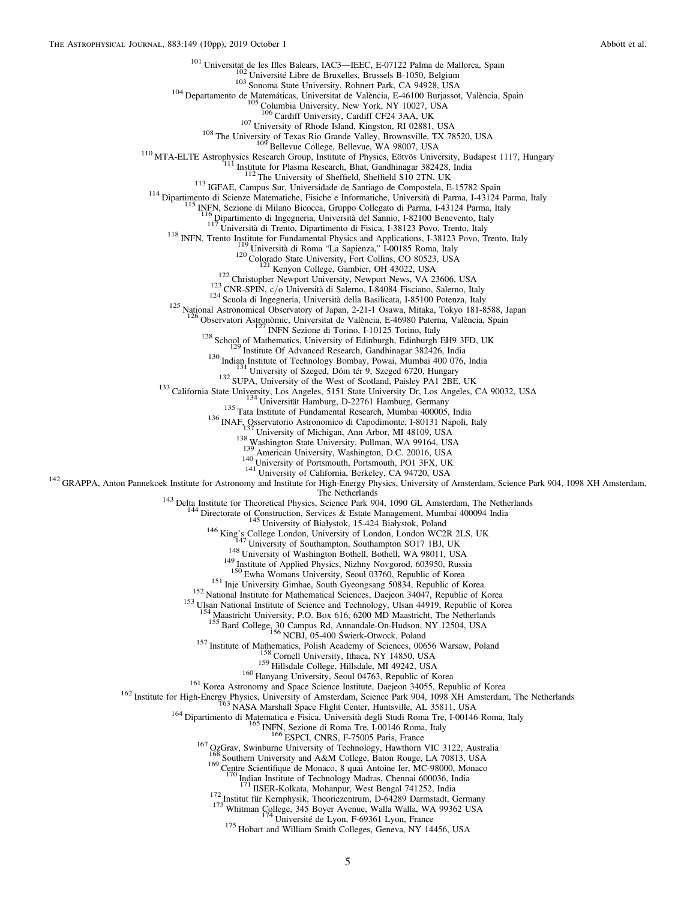[101] Universitat de les Illes Balears, IAC3—IEEC, E-07122 Palma de Mallorca, Spain
[102] Université Libre de Bruxelles, Brussels B-1050, Belgium
[103] Sonoma State University, Rohnert Park, CA 94928, USA
[104] Departamento de Matemáticas, Universitat de València, E-46100 Burjassot, València, Spain
[105] Columbia University, New York, NY 10027, USA
[106] Cardiff University, Cardiff CF24 3AA, UK
[107] University of Rhode Island, Kingston, RI 02881, USA
[108] The University of Texas Rio Grande Valley, Brownsville, TX 78520, USA
[109] Bellevue College, Bellevue, WA 98007, USA
[110] MTA-ELTE Astrophysics Research Group, Institute of Physics, Eötvös University, Budapest 1117, Hungary
[111] Institute for Plasma Research, Bhat, Gandhinagar 382428, India
[112] The University of Sheffield, Sheffield S10 2TN, UK
[113] IGFAE, Campus Sur, Universidade de Santiago de Compostela, E-15782 Spain
[114] Dipartimento di Scienze Matematiche, Fisiche e Informatiche, Università di Parma, I-43124 Parma, Italy
[115] INFN, Sezione di Milano Bicocca, Gruppo Collegato di Parma, I-43124 Parma, Italy
[116] Dipartimento di Ingegneria, Università del Sannio, I-82100 Benevento, Italy
[117] Università di Trento, Dipartimento di Fisica, I-38123 Povo, Trento, Italy
[118] INFN, Trento Institute for Fundamental Physics and Applications, I-38123 Povo, Trento, Italy
[119] Università di Roma "La Sapienza," I-00185 Roma, Italy
[120] Colorado State University, Fort Collins, CO 80523, USA
[121] Kenyon College, Gambier, OH 43022, USA
[122] Christopher Newport University, Newport News, VA 23606, USA
[123] CNR-SPIN, c/o Università di Salerno, I-84084 Fisciano, Salerno, Italy
[124] Scuola di Ingegneria, Università della Basilicata, I-85100 Potenza, Italy
[125] National Astronomical Observatory of Japan, 2-21-1 Osawa, Mitaka, Tokyo 181-8588, Japan
[126] Observatori Astronòmic, Universitat de València, E-46980 Paterna, València, Spain
[127] INFN Sezione di Torino, I-10125 Torino, Italy
[128] School of Mathematics, University of Edinburgh, Edinburgh EH9 3FD, UK
[129] Institute Of Advanced Research, Gandhinagar 382426, India
[130] Indian Institute of Technology Bombay, Powai, Mumbai 400 076, India
[131] University of Szeged, Dóm tér 9, Szeged 6720, Hungary
[132] SUPA, University of the West of Scotland, Paisley PA1 2BE, UK
[133] California State University, Los Angeles, 5151 State University Dr, Los Angeles, CA 90032, USA
[134] Universität Hamburg, D-22761 Hamburg, Germany
[135] Tata Institute of Fundamental Research, Mumbai 400005, India
[136] INAF, Osservatorio Astronomico di Capodimonte, I-80131 Napoli, Italy
[137] University of Michigan, Ann Arbor, MI 48109, USA
[138] Washington State University, Pullman, WA 99164, USA
[139] American University, Washington, D.C. 20016, USA
[140] University of Portsmouth, Portsmouth, PO1 3FX, UK
[141] University of California, Berkeley, CA 94720, USA
[142] GRAPPA, Anton Pannekoek Institute for Astronomy and Institute for High-Energy Physics, University of Amsterdam, Science Park 904, 1098 XH Amsterdam, The Netherlands
[143] Delta Institute for Theoretical Physics, Science Park 904, 1090 GL Amsterdam, The Netherlands
[144] Directorate of Construction, Services & Estate Management, Mumbai 400094 India
[145] University of Białystok, 15-424 Białystok, Poland
[146] King's College London, University of London, London WC2R 2LS, UK
[147] University of Southampton, Southampton SO17 1BJ, UK
[148] University of Washington Bothell, Bothell, WA 98011, USA
[149] Institute of Applied Physics, Nizhny Novgorod, 603950, Russia
[150] Ewha Womans University, Seoul 03760, Republic of Korea
[151] Inje University Gimhae, South Gyeongsang 50834, Republic of Korea
[152] National Institute for Mathematical Sciences, Daejeon 34047, Republic of Korea
[153] Ulsan National Institute of Science and Technology, Ulsan 44919, Republic of Korea
[154] Maastricht University, P.O. Box 616, 6200 MD Maastricht, The Netherlands
[155] Bard College, 30 Campus Rd, Annandale-On-Hudson, NY 12504, USA
[156] NCBJ, 05-400 Świerk-Otwock, Poland
[157] Institute of Mathematics, Polish Academy of Sciences, 00656 Warsaw, Poland
[158] Cornell University, Ithaca, NY 14850, USA
[159] Hillsdale College, Hillsdale, MI 49242, USA
[160] Hanyang University, Seoul 04763, Republic of Korea
[161] Korea Astronomy and Space Science Institute, Daejeon 34055, Republic of Korea
[162] Institute for High-Energy Physics, University of Amsterdam, Science Park 904, 1098 XH Amsterdam, The Netherlands
[163] NASA Marshall Space Flight Center, Huntsville, AL 35811, USA
[164] Dipartimento di Matematica e Fisica, Università degli Studi Roma Tre, I-00146 Roma, Italy
[165] INFN, Sezione di Roma Tre, I-00146 Roma, Italy
[166] ESPCI, CNRS, F-75005 Paris, France
[167] OzGrav, Swinburne University of Technology, Hawthorn VIC 3122, Australia
[168] Southern University and A&M College, Baton Rouge, LA 70813, USA
[169] Centre Scientifique de Monaco, 8 quai Antoine Ier, MC-98000, Monaco
[170] Indian Institute of Technology Madras, Chennai 600036, India
[171] IISER-Kolkata, Mohanpur, West Bengal 741252, India
[172] Institut für Kernphysik, Theoriezentrum, D-64289 Darmstadt, Germany
[173] Whitman College, 345 Boyer Avenue, Walla Walla, WA 99362 USA
[174] Université de Lyon, F-69361 Lyon, France
[175] Hobart and William Smith Colleges, Geneva, NY 14456, USA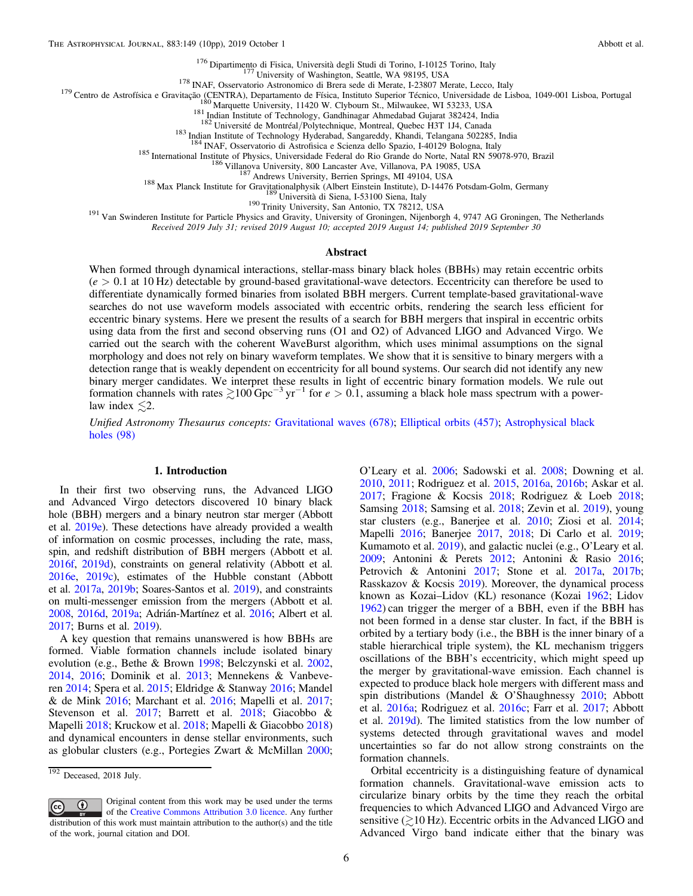[176] Dipartimento di Fisica, Università degli Studi di Torino, I-10125 Torino, Italy
[177] University of Washington, Seattle, WA 98195, USA
[178] INAF, Osservatorio Astronomico di Brera sede di Merate, I-23807 Merate, Lecco, Italy
[179] Centro de Astrofísica e Gravitação (CENTRA), Departamento de Física, Instituto Superior Técnico, Universidade de Lisboa, 1049-001 Lisboa, Portugal
[180] Marquette University, 11420 W. Clybourn St., Milwaukee, WI 53233, USA
[181] Indian Institute of Technology, Gandhinagar Ahmedabad Gujarat 382424, India
[182] Université de Montréal/Polytechnique, Montreal, Quebec H3T 1J4, Canada
[183] Indian Institute of Technology Hyderabad, Sangareddy, Khandi, Telangana 502285, India
[184] INAF, Osservatorio di Astrofisica e Scienza dello Spazio, I-40129 Bologna, Italy
[185] International Institute of Physics, Universidade Federal do Rio Grande do Norte, Natal RN 59078-970, Brazil
[186] Villanova University, 800 Lancaster Ave, Villanova, PA 19085, USA
[187] Andrews University, Berrien Springs, MI 49104, USA
[188] Max Planck Institute for Gravitationalphysik (Albert Einstein Institute), D-14476 Potsdam-Golm, Germany
[189] Università di Siena, I-53100 Siena, Italy
[190] Trinity University, San Antonio, TX 78212, USA
[191] Van Swinderen Institute for Particle Physics and Gravity, University of Groningen, Nijenborgh 4, 9747 AG Groningen, The Netherlands

*Received 2019 July 31; revised 2019 August 10; accepted 2019 August 14; published 2019 September 30*

## Abstract

When formed through dynamical interactions, stellar-mass binary black holes (BBHs) may retain eccentric orbits ($e > 0.1$ at 10 Hz) detectable by ground-based gravitational-wave detectors. Eccentricity can therefore be used to differentiate dynamically formed binaries from isolated BBH mergers. Current template-based gravitational-wave searches do not use waveform models associated with eccentric orbits, rendering the search less efficient for eccentric binary systems. Here we present the results of a search for BBH mergers that inspiral in eccentric orbits using data from the first and second observing runs (O1 and O2) of Advanced LIGO and Advanced Virgo. We carried out the search with the coherent WaveBurst algorithm, which uses minimal assumptions on the signal morphology and does not rely on binary waveform templates. We show that it is sensitive to binary mergers with a detection range that is weakly dependent on eccentricity for all bound systems. Our search did not identify any new binary merger candidates. We interpret these results in light of eccentric binary formation models. We rule out formation channels with rates $\gtrsim 100\,\mathrm{Gpc}^{-3}\,\mathrm{yr}^{-1}$ for $e > 0.1$, assuming a black hole mass spectrum with a power-law index $\lesssim 2$.

*Unified Astronomy Thesaurus concepts:* Gravitational waves (678); Elliptical orbits (457); Astrophysical black holes (98)

## 1. Introduction

In their first two observing runs, the Advanced LIGO and Advanced Virgo detectors discovered 10 binary black hole (BBH) mergers and a binary neutron star merger (Abbott et al. 2019e). These detections have already provided a wealth of information on cosmic processes, including the rate, mass, spin, and redshift distribution of BBH mergers (Abbott et al. 2016f, 2019d), constraints on general relativity (Abbott et al. 2016e, 2019c), estimates of the Hubble constant (Abbott et al. 2017a, 2019b; Soares-Santos et al. 2019), and constraints on multi-messenger emission from the mergers (Abbott et al. 2008, 2016d, 2019a; Adrián-Martínez et al. 2016; Albert et al. 2017; Burns et al. 2019).

A key question that remains unanswered is how BBHs are formed. Viable formation channels include isolated binary evolution (e.g., Bethe & Brown 1998; Belczynski et al. 2002, 2014, 2016; Dominik et al. 2013; Mennekens & Vanbeveren 2014; Spera et al. 2015; Eldridge & Stanway 2016; Mandel & de Mink 2016; Marchant et al. 2016; Mapelli et al. 2017; Stevenson et al. 2017; Barrett et al. 2018; Giacobbo & Mapelli 2018; Kruckow et al. 2018; Mapelli & Giacobbo 2018) and dynamical encounters in dense stellar environments, such as globular clusters (e.g., Portegies Zwart & McMillan 2000; O'Leary et al. 2006; Sadowski et al. 2008; Downing et al. 2010, 2011; Rodriguez et al. 2015, 2016a, 2016b; Askar et al. 2017; Fragione & Kocsis 2018; Rodriguez & Loeb 2018; Samsing 2018; Samsing et al. 2018; Zevin et al. 2019), young star clusters (e.g., Banerjee et al. 2010; Ziosi et al. 2014; Mapelli 2016; Banerjee 2017, 2018; Di Carlo et al. 2019; Kumamoto et al. 2019), and galactic nuclei (e.g., O'Leary et al. 2009; Antonini & Perets 2012; Antonini & Rasio 2016; Petrovich & Antonini 2017; Stone et al. 2017a, 2017b; Rasskazov & Kocsis 2019). Moreover, the dynamical process known as Kozai–Lidov (KL) resonance (Kozai 1962; Lidov 1962) can trigger the merger of a BBH, even if the BBH has not been formed in a dense star cluster. In fact, if the BBH is orbited by a tertiary body (i.e., the BBH is the inner binary of a stable hierarchical triple system), the KL mechanism triggers oscillations of the BBH's eccentricity, which might speed up the merger by gravitational-wave emission. Each channel is expected to produce black hole mergers with different mass and spin distributions (Mandel & O'Shaughnessy 2010; Abbott et al. 2016a; Rodriguez et al. 2016c; Farr et al. 2017; Abbott et al. 2019d). The limited statistics from the low number of systems detected through gravitational waves and model uncertainties so far do not allow strong constraints on the formation channels.

Orbital eccentricity is a distinguishing feature of dynamical formation channels. Gravitational-wave emission acts to circularize binary orbits by the time they reach the orbital frequencies to which Advanced LIGO and Advanced Virgo are sensitive ($\gtrsim$10 Hz). Eccentric orbits in the Advanced LIGO and Advanced Virgo band indicate either that the binary was

[192] Deceased, 2018 July.

Original content from this work may be used under the terms of the Creative Commons Attribution 3.0 licence. Any further distribution of this work must maintain attribution to the author(s) and the title of the work, journal citation and DOI.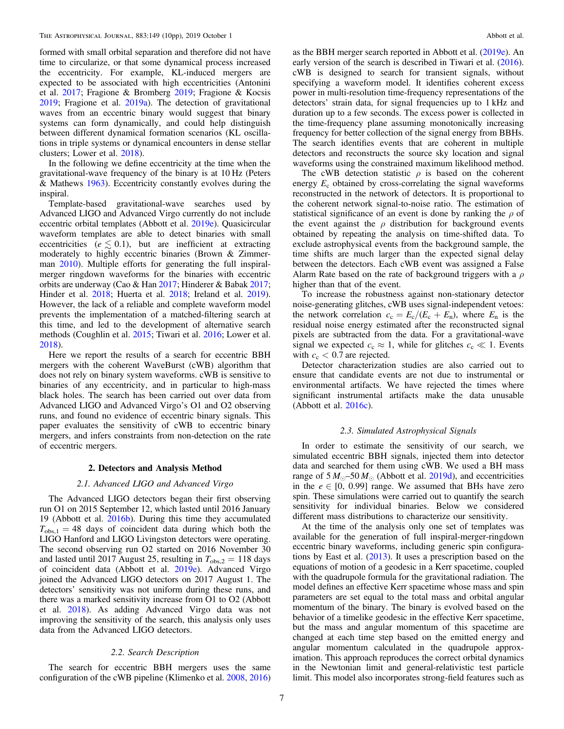formed with small orbital separation and therefore did not have time to circularize, or that some dynamical process increased the eccentricity. For example, KL-induced mergers are expected to be associated with high eccentricities (Antonini et al. 2017; Fragione & Bromberg 2019; Fragione & Kocsis 2019; Fragione et al. 2019a). The detection of gravitational waves from an eccentric binary would suggest that binary systems can form dynamically, and could help distinguish between different dynamical formation scenarios (KL oscillations in triple systems or dynamical encounters in dense stellar clusters; Lower et al. 2018).

In the following we define eccentricity at the time when the gravitational-wave frequency of the binary is at 10 Hz (Peters & Mathews 1963). Eccentricity constantly evolves during the inspiral.

Template-based gravitational-wave searches used by Advanced LIGO and Advanced Virgo currently do not include eccentric orbital templates (Abbott et al. 2019e). Quasicircular waveform templates are able to detect binaries with small eccentricities ($e \lesssim 0.1$), but are inefficient at extracting moderately to highly eccentric binaries (Brown & Zimmerman 2010). Multiple efforts for generating the full inspiral-merger ringdown waveforms for the binaries with eccentric orbits are underway (Cao & Han 2017; Hinderer & Babak 2017; Hinder et al. 2018; Huerta et al. 2018; Ireland et al. 2019). However, the lack of a reliable and complete waveform model prevents the implementation of a matched-filtering search at this time, and led to the development of alternative search methods (Coughlin et al. 2015; Tiwari et al. 2016; Lower et al. 2018).

Here we report the results of a search for eccentric BBH mergers with the coherent WaveBurst (cWB) algorithm that does not rely on binary system waveforms. cWB is sensitive to binaries of any eccentricity, and in particular to high-mass black holes. The search has been carried out over data from Advanced LIGO and Advanced Virgo's O1 and O2 observing runs, and found no evidence of eccentric binary signals. This paper evaluates the sensitivity of cWB to eccentric binary mergers, and infers constraints from non-detection on the rate of eccentric mergers.

## 2. Detectors and Analysis Method

### 2.1. Advanced LIGO and Advanced Virgo

The Advanced LIGO detectors began their first observing run O1 on 2015 September 12, which lasted until 2016 January 19 (Abbott et al. 2016b). During this time they accumulated $T_{\mathrm{obs},1} = 48$ days of coincident data during which both the LIGO Hanford and LIGO Livingston detectors were operating. The second observing run O2 started on 2016 November 30 and lasted until 2017 August 25, resulting in $T_{\mathrm{obs},2} = 118$ days of coincident data (Abbott et al. 2019e). Advanced Virgo joined the Advanced LIGO detectors on 2017 August 1. The detectors' sensitivity was not uniform during these runs, and there was a marked sensitivity increase from O1 to O2 (Abbott et al. 2018). As adding Advanced Virgo data was not improving the sensitivity of the search, this analysis only uses data from the Advanced LIGO detectors.

### 2.2. Search Description

The search for eccentric BBH mergers uses the same configuration of the cWB pipeline (Klimenko et al. 2008, 2016) as the BBH merger search reported in Abbott et al. (2019e). An early version of the search is described in Tiwari et al. (2016). cWB is designed to search for transient signals, without specifying a waveform model. It identifies coherent excess power in multi-resolution time-frequency representations of the detectors' strain data, for signal frequencies up to 1 kHz and duration up to a few seconds. The excess power is collected in the time-frequency plane assuming monotonically increasing frequency for better collection of the signal energy from BBHs. The search identifies events that are coherent in multiple detectors and reconstructs the source sky location and signal waveforms using the constrained maximum likelihood method.

The cWB detection statistic $\rho$ is based on the coherent energy $E_c$ obtained by cross-correlating the signal waveforms reconstructed in the network of detectors. It is proportional to the coherent network signal-to-noise ratio. The estimation of statistical significance of an event is done by ranking the $\rho$ of the event against the $\rho$ distribution for background events obtained by repeating the analysis on time-shifted data. To exclude astrophysical events from the background sample, the time shifts are much larger than the expected signal delay between the detectors. Each cWB event was assigned a False Alarm Rate based on the rate of background triggers with a $\rho$ higher than that of the event.

To increase the robustness against non-stationary detector noise-generating glitches, cWB uses signal-independent vetoes: the network correlation $c_c = E_c/(E_c + E_n)$, where $E_n$ is the residual noise energy estimated after the reconstructed signal pixels are subtracted from the data. For a gravitational-wave signal we expected $c_c \approx 1$, while for glitches $c_c \ll 1$. Events with $c_c < 0.7$ are rejected.

Detector characterization studies are also carried out to ensure that candidate events are not due to instrumental or environmental artifacts. We have rejected the times where significant instrumental artifacts make the data unusable (Abbott et al. 2016c).

### 2.3. Simulated Astrophysical Signals

In order to estimate the sensitivity of our search, we simulated eccentric BBH signals, injected them into detector data and searched for them using cWB. We used a BH mass range of $5\,M_\odot$–$50\,M_\odot$ (Abbott et al. 2019d), and eccentricities in the $e \in [0,\, 0.99]$ range. We assumed that BHs have zero spin. These simulations were carried out to quantify the search sensitivity for individual binaries. Below we considered different mass distributions to characterize our sensitivity.

At the time of the analysis only one set of templates was available for the generation of full inspiral-merger-ringdown eccentric binary waveforms, including generic spin configurations by East et al. (2013). It uses a prescription based on the equations of motion of a geodesic in a Kerr spacetime, coupled with the quadrupole formula for the gravitational radiation. The model defines an effective Kerr spacetime whose mass and spin parameters are set equal to the total mass and orbital angular momentum of the binary. The binary is evolved based on the behavior of a timelike geodesic in the effective Kerr spacetime, but the mass and angular momentum of this spacetime are changed at each time step based on the emitted energy and angular momentum calculated in the quadrupole approximation. This approach reproduces the correct orbital dynamics in the Newtonian limit and general-relativistic test particle limit. This model also incorporates strong-field features such as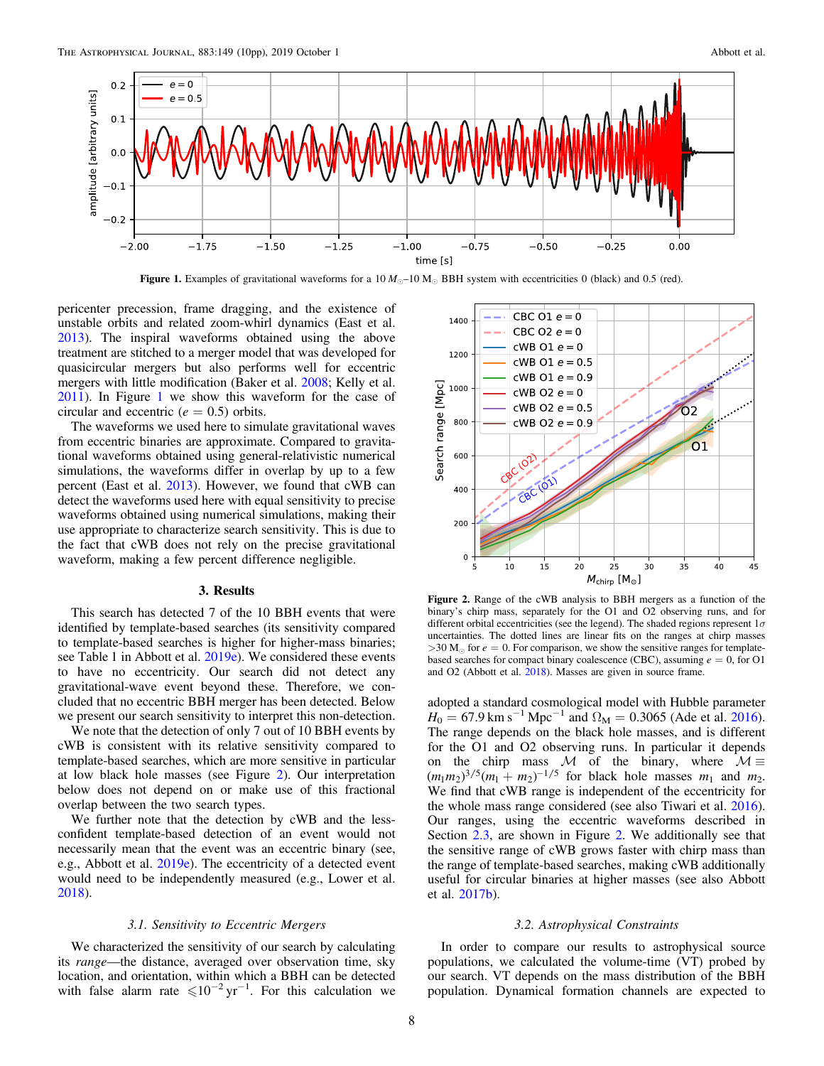**Figure 1.** Examples of gravitational waveforms for a $10\,M_\odot$–$10\,M_\odot$ BBH system with eccentricities 0 (black) and 0.5 (red).

pericenter precession, frame dragging, and the existence of unstable orbits and related zoom-whirl dynamics (East et al. 2013). The inspiral waveforms obtained using the above treatment are stitched to a merger model that was developed for quasicircular mergers but also performs well for eccentric mergers with little modification (Baker et al. 2008; Kelly et al. 2011). In Figure 1 we show this waveform for the case of circular and eccentric ($e = 0.5$) orbits.

The waveforms we used here to simulate gravitational waves from eccentric binaries are approximate. Compared to gravitational waveforms obtained using general-relativistic numerical simulations, the waveforms differ in overlap by up to a few percent (East et al. 2013). However, we found that cWB can detect the waveforms used here with equal sensitivity to precise waveforms obtained using numerical simulations, making their use appropriate to characterize search sensitivity. This is due to the fact that cWB does not rely on the precise gravitational waveform, making a few percent difference negligible.

## 3. Results

This search has detected 7 of the 10 BBH events that were identified by template-based searches (its sensitivity compared to template-based searches is higher for higher-mass binaries; see Table 1 in Abbott et al. 2019e). We considered these events to have no eccentricity. Our search did not detect any gravitational-wave event beyond these. Therefore, we concluded that no eccentric BBH merger has been detected. Below we present our search sensitivity to interpret this non-detection.

We note that the detection of only 7 out of 10 BBH events by cWB is consistent with its relative sensitivity compared to template-based searches, which are more sensitive in particular at low black hole masses (see Figure 2). Our interpretation below does not depend on or make use of this fractional overlap between the two search types.

We further note that the detection by cWB and the less-confident template-based detection of an event would not necessarily mean that the event was an eccentric binary (see, e.g., Abbott et al. 2019e). The eccentricity of a detected event would need to be independently measured (e.g., Lower et al. 2018).

### 3.1. Sensitivity to Eccentric Mergers

We characterized the sensitivity of our search by calculating its *range*—the distance, averaged over observation time, sky location, and orientation, within which a BBH can be detected with false alarm rate $\leqslant 10^{-2}\,\mathrm{yr}^{-1}$. For this calculation we adopted a standard cosmological model with Hubble parameter $H_0 = 67.9\,\mathrm{km\,s^{-1}\,Mpc^{-1}}$ and $\Omega_M = 0.3065$ (Ade et al. 2016). The range depends on the black hole masses, and is different for the O1 and O2 observing runs. In particular it depends on the chirp mass $\mathcal{M}$ of the binary, where $\mathcal{M} \equiv (m_1 m_2)^{3/5}(m_1 + m_2)^{-1/5}$ for black hole masses $m_1$ and $m_2$. We find that cWB range is independent of the eccentricity for the whole mass range considered (see also Tiwari et al. 2016). Our ranges, using the eccentric waveforms described in Section 2.3, are shown in Figure 2. We additionally see that the sensitive range of cWB grows faster with chirp mass than the range of template-based searches, making cWB additionally useful for circular binaries at higher masses (see also Abbott et al. 2017b).

**Figure 2.** Range of the cWB analysis to BBH mergers as a function of the binary's chirp mass, separately for the O1 and O2 observing runs, and for different orbital eccentricities (see the legend). The shaded regions represent $1\sigma$ uncertainties. The dotted lines are linear fits on the ranges at chirp masses $>30\,M_\odot$ for $e = 0$. For comparison, we show the sensitive ranges for template-based searches for compact binary coalescence (CBC), assuming $e = 0$, for O1 and O2 (Abbott et al. 2018). Masses are given in source frame.

### 3.2. Astrophysical Constraints

In order to compare our results to astrophysical source populations, we calculated the volume-time (VT) probed by our search. VT depends on the mass distribution of the BBH population. Dynamical formation channels are expected to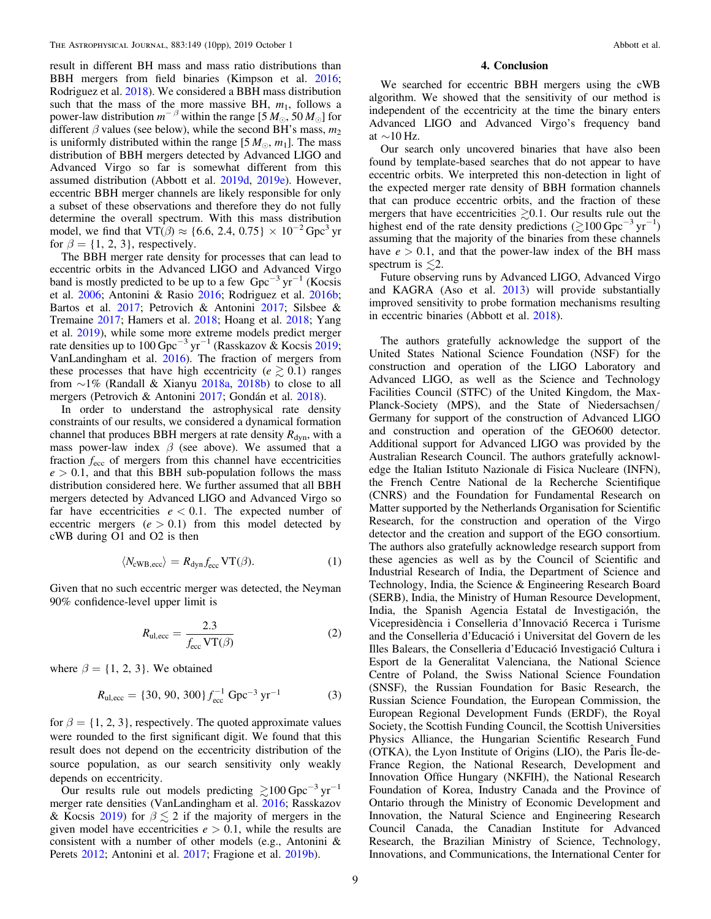result in different BH mass and mass ratio distributions than BBH mergers from field binaries (Kimpson et al. 2016; Rodriguez et al. 2018). We considered a BBH mass distribution such that the mass of the more massive BH, $m_1$, follows a power-law distribution $m^{-\beta}$ within the range [$5\,M_\odot$, $50\,M_\odot$] for different $\beta$ values (see below), while the second BH's mass, $m_2$ is uniformly distributed within the range [$5\,M_\odot$, $m_1$]. The mass distribution of BBH mergers detected by Advanced LIGO and Advanced Virgo so far is somewhat different from this assumed distribution (Abbott et al. 2019d, 2019e). However, eccentric BBH merger channels are likely responsible for only a subset of these observations and therefore they do not fully determine the overall spectrum. With this mass distribution model, we find that $\mathrm{VT}(\beta) \approx \{6.6, 2.4, 0.75\} \times 10^{-2}\,\mathrm{Gpc}^3\,\mathrm{yr}$ for $\beta = \{1, 2, 3\}$, respectively.

The BBH merger rate density for processes that can lead to eccentric orbits in the Advanced LIGO and Advanced Virgo band is mostly predicted to be up to a few $\mathrm{Gpc}^{-3}\,\mathrm{yr}^{-1}$ (Kocsis et al. 2006; Antonini & Rasio 2016; Rodriguez et al. 2016b; Bartos et al. 2017; Petrovich & Antonini 2017; Silsbee & Tremaine 2017; Hamers et al. 2018; Hoang et al. 2018; Yang et al. 2019), while some more extreme models predict merger rate densities up to $100\,\mathrm{Gpc}^{-3}\,\mathrm{yr}^{-1}$ (Rasskazov & Kocsis 2019; VanLandingham et al. 2016). The fraction of mergers from these processes that have high eccentricity ($e \gtrsim 0.1$) ranges from ~1% (Randall & Xianyu 2018a, 2018b) to close to all mergers (Petrovich & Antonini 2017; Gondán et al. 2018).

In order to understand the astrophysical rate density constraints of our results, we considered a dynamical formation channel that produces BBH mergers at rate density $R_{\mathrm{dyn}}$, with a mass power-law index $\beta$ (see above). We assumed that a fraction $f_{\mathrm{ecc}}$ of mergers from this channel have eccentricities $e > 0.1$, and that this BBH sub-population follows the mass distribution considered here. We further assumed that all BBH mergers detected by Advanced LIGO and Advanced Virgo so far have eccentricities $e < 0.1$. The expected number of eccentric mergers ($e > 0.1$) from this model detected by cWB during O1 and O2 is then

$$\langle N_{\mathrm{cWB,ecc}} \rangle = R_{\mathrm{dyn}} f_{\mathrm{ecc}} \mathrm{VT}(\beta). \tag{1}$$

Given that no such eccentric merger was detected, the Neyman 90% confidence-level upper limit is

$$R_{\mathrm{ul,ecc}} = \frac{2.3}{f_{\mathrm{ecc}}\,\mathrm{VT}(\beta)} \tag{2}$$

where $\beta = \{1, 2, 3\}$. We obtained

$$R_{\mathrm{ul,ecc}} = \{30, 90, 300\}\, f_{\mathrm{ecc}}^{-1}\,\mathrm{Gpc}^{-3}\,\mathrm{yr}^{-1} \tag{3}$$

for $\beta = \{1, 2, 3\}$, respectively. The quoted approximate values were rounded to the first significant digit. We found that this result does not depend on the eccentricity distribution of the source population, as our search sensitivity only weakly depends on eccentricity.

Our results rule out models predicting $\gtrsim 100\,\mathrm{Gpc}^{-3}\,\mathrm{yr}^{-1}$ merger rate densities (VanLandingham et al. 2016; Rasskazov & Kocsis 2019) for $\beta \lesssim 2$ if the majority of mergers in the given model have eccentricities $e > 0.1$, while the results are consistent with a number of other models (e.g., Antonini & Perets 2012; Antonini et al. 2017; Fragione et al. 2019b).

## 4. Conclusion

We searched for eccentric BBH mergers using the cWB algorithm. We showed that the sensitivity of our method is independent of the eccentricity at the time the binary enters Advanced LIGO and Advanced Virgo's frequency band at ~10 Hz.

Our search only uncovered binaries that have also been found by template-based searches that do not appear to have eccentric orbits. We interpreted this non-detection in light of the expected merger rate density of BBH formation channels that can produce eccentric orbits, and the fraction of these mergers that have eccentricities $\gtrsim 0.1$. Our results rule out the highest end of the rate density predictions ($\gtrsim 100\,\mathrm{Gpc}^{-3}\,\mathrm{yr}^{-1}$) assuming that the majority of the binaries from these channels have $e > 0.1$, and that the power-law index of the BH mass spectrum is $\lesssim 2$.

Future observing runs by Advanced LIGO, Advanced Virgo and KAGRA (Aso et al. 2013) will provide substantially improved sensitivity to probe formation mechanisms resulting in eccentric binaries (Abbott et al. 2018).

The authors gratefully acknowledge the support of the United States National Science Foundation (NSF) for the construction and operation of the LIGO Laboratory and Advanced LIGO, as well as the Science and Technology Facilities Council (STFC) of the United Kingdom, the Max-Planck-Society (MPS), and the State of Niedersachsen/Germany for support of the construction of Advanced LIGO and construction and operation of the GEO600 detector. Additional support for Advanced LIGO was provided by the Australian Research Council. The authors gratefully acknowledge the Italian Istituto Nazionale di Fisica Nucleare (INFN), the French Centre National de la Recherche Scientifique (CNRS) and the Foundation for Fundamental Research on Matter supported by the Netherlands Organisation for Scientific Research, for the construction and operation of the Virgo detector and the creation and support of the EGO consortium. The authors also gratefully acknowledge research support from these agencies as well as by the Council of Scientific and Industrial Research of India, the Department of Science and Technology, India, the Science & Engineering Research Board (SERB), India, the Ministry of Human Resource Development, India, the Spanish Agencia Estatal de Investigación, the Vicepresidència i Conselleria d'Innovació Recerca i Turisme and the Conselleria d'Educació i Universitat del Govern de les Illes Balears, the Conselleria d'Educació Investigació Cultura i Esport de la Generalitat Valenciana, the National Science Centre of Poland, the Swiss National Science Foundation (SNSF), the Russian Foundation for Basic Research, the Russian Science Foundation, the European Commission, the European Regional Development Funds (ERDF), the Royal Society, the Scottish Funding Council, the Scottish Universities Physics Alliance, the Hungarian Scientific Research Fund (OTKA), the Lyon Institute of Origins (LIO), the Paris Île-de-France Region, the National Research, Development and Innovation Office Hungary (NKFIH), the National Research Foundation of Korea, Industry Canada and the Province of Ontario through the Ministry of Economic Development and Innovation, the Natural Science and Engineering Research Council Canada, the Canadian Institute for Advanced Research, the Brazilian Ministry of Science, Technology, Innovations, and Communications, the International Center for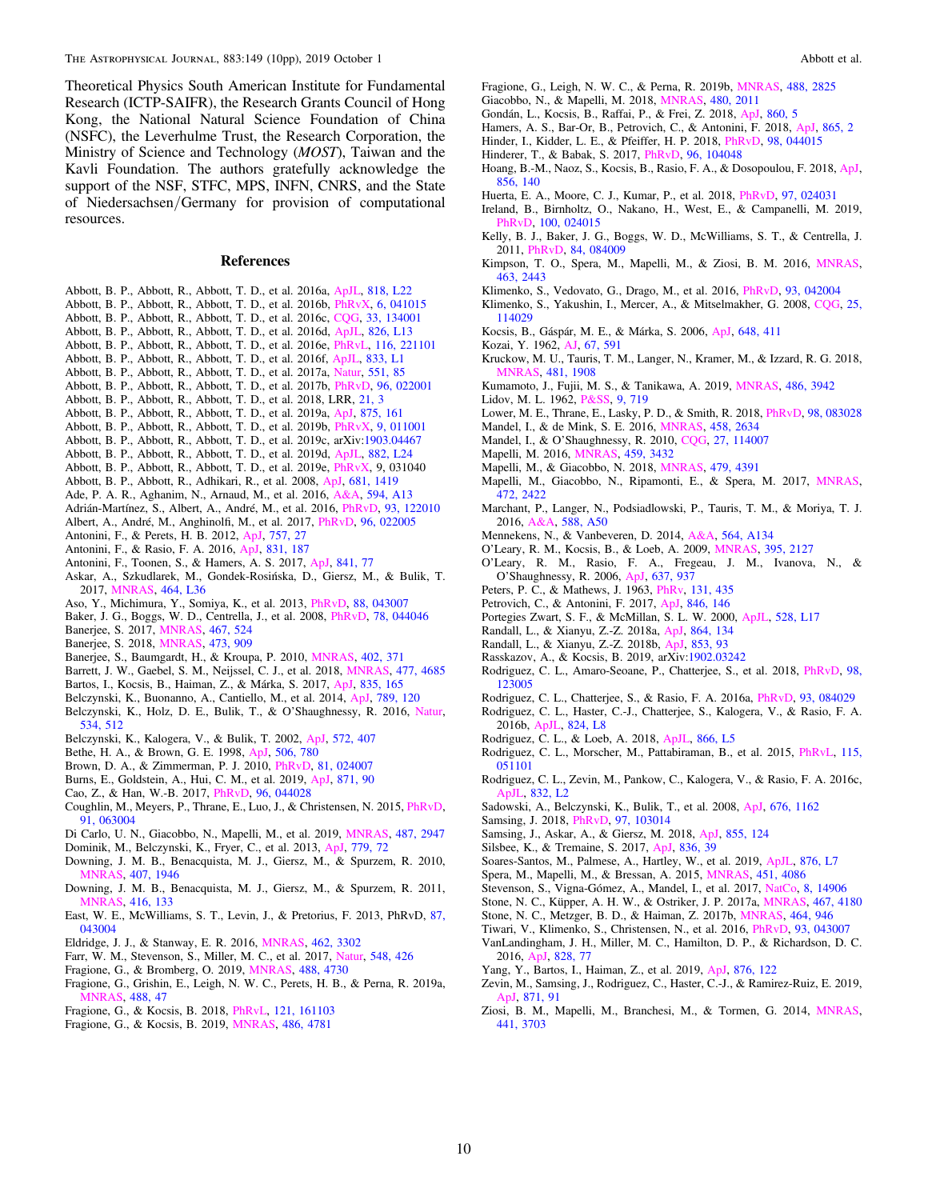Theoretical Physics South American Institute for Fundamental Research (ICTP-SAIFR), the Research Grants Council of Hong Kong, the National Natural Science Foundation of China (NSFC), the Leverhulme Trust, the Research Corporation, the Ministry of Science and Technology (*MOST*), Taiwan and the Kavli Foundation. The authors gratefully acknowledge the support of the NSF, STFC, MPS, INFN, CNRS, and the State of Niedersachsen/Germany for provision of computational resources.

## References

Abbott, B. P., Abbott, R., Abbott, T. D., et al. 2016a, ApJL, 818, L22
Abbott, B. P., Abbott, R., Abbott, T. D., et al. 2016b, PhRvX, 6, 041015
Abbott, B. P., Abbott, R., Abbott, T. D., et al. 2016c, CQG, 33, 134001
Abbott, B. P., Abbott, R., Abbott, T. D., et al. 2016d, ApJL, 826, L13
Abbott, B. P., Abbott, R., Abbott, T. D., et al. 2016e, PhRvL, 116, 221101
Abbott, B. P., Abbott, R., Abbott, T. D., et al. 2016f, ApJL, 833, L1
Abbott, B. P., Abbott, R., Abbott, T. D., et al. 2017a, Natur, 551, 85
Abbott, B. P., Abbott, R., Abbott, T. D., et al. 2017b, PhRvD, 96, 022001
Abbott, B. P., Abbott, R., Abbott, T. D., et al. 2018, LRR, 21, 3
Abbott, B. P., Abbott, R., Abbott, T. D., et al. 2019a, ApJ, 875, 161
Abbott, B. P., Abbott, R., Abbott, T. D., et al. 2019b, PhRvX, 9, 011001
Abbott, B. P., Abbott, R., Abbott, T. D., et al. 2019c, arXiv:1903.04467
Abbott, B. P., Abbott, R., Abbott, T. D., et al. 2019d, ApJL, 882, L24
Abbott, B. P., Abbott, R., Abbott, T. D., et al. 2019e, PhRvX, 9, 031040
Abbott, B. P., Abbott, R., Adhikari, R., et al. 2008, ApJ, 681, 1419
Ade, P. A. R., Aghanim, N., Arnaud, M., et al. 2016, A&A, 594, A13
Adrián-Martínez, S., Albert, A., André, M., et al. 2016, PhRvD, 93, 122010
Albert, A., André, M., Anghinolfi, M., et al. 2017, PhRvD, 96, 022005
Antonini, F., & Perets, H. B. 2012, ApJ, 757, 27
Antonini, F., & Rasio, F. A. 2016, ApJ, 831, 187
Antonini, F., Toonen, S., & Hamers, A. S. 2017, ApJ, 841, 77
Askar, A., Szkudlarek, M., Gondek-Rosińska, D., Giersz, M., & Bulik, T. 2017, MNRAS, 464, L36
Aso, Y., Michimura, Y., Somiya, K., et al. 2013, PhRvD, 88, 043007
Baker, J. G., Boggs, W. D., Centrella, J., et al. 2008, PhRvD, 78, 044046
Banerjee, S. 2017, MNRAS, 467, 524
Banerjee, S. 2018, MNRAS, 473, 909
Banerjee, S., Baumgardt, H., & Kroupa, P. 2010, MNRAS, 402, 371
Barrett, J. W., Gaebel, S. M., Neijssel, C. J., et al. 2018, MNRAS, 477, 4685
Bartos, I., Kocsis, B., Haiman, Z., & Márka, S. 2017, ApJ, 835, 165
Belczynski, K., Buonanno, A., Cantiello, M., et al. 2014, ApJ, 789, 120
Belczynski, K., Holz, D. E., Bulik, T., & O'Shaughnessy, R. 2016, Natur, 534, 512
Belczynski, K., Kalogera, V., & Bulik, T. 2002, ApJ, 572, 407
Bethe, H. A., & Brown, G. E. 1998, ApJ, 506, 780
Brown, D. A., & Zimmerman, P. J. 2010, PhRvD, 81, 024007
Burns, E., Goldstein, A., Hui, C. M., et al. 2019, ApJ, 871, 90
Cao, Z., & Han, W.-B. 2017, PhRvD, 96, 044028
Coughlin, M., Meyers, P., Thrane, E., Luo, J., & Christensen, N. 2015, PhRvD, 91, 063004
Di Carlo, U. N., Giacobbo, N., Mapelli, M., et al. 2019, MNRAS, 487, 2947
Dominik, M., Belczynski, K., Fryer, C., et al. 2013, ApJ, 779, 72
Downing, J. M. B., Benacquista, M. J., Giersz, M., & Spurzem, R. 2010, MNRAS, 407, 1946
Downing, J. M. B., Benacquista, M. J., Giersz, M., & Spurzem, R. 2011, MNRAS, 416, 133
East, W. E., McWilliams, S. T., Levin, J., & Pretorius, F. 2013, PhRvD, 87, 043004
Eldridge, J. J., & Stanway, E. R. 2016, MNRAS, 462, 3302
Farr, W. M., Stevenson, S., Miller, M. C., et al. 2017, Natur, 548, 426
Fragione, G., & Bromberg, O. 2019, MNRAS, 488, 4730
Fragione, G., Grishin, E., Leigh, N. W. C., Perets, H. B., & Perna, R. 2019a, MNRAS, 488, 47
Fragione, G., & Kocsis, B. 2018, PhRvL, 121, 161103
Fragione, G., & Kocsis, B. 2019, MNRAS, 486, 4781
Fragione, G., Leigh, N. W. C., & Perna, R. 2019b, MNRAS, 488, 2825
Giacobbo, N., & Mapelli, M. 2018, MNRAS, 480, 2011
Gondán, L., Kocsis, B., Raffai, P., & Frei, Z. 2018, ApJ, 860, 5
Hamers, A. S., Bar-Or, B., Petrovich, C., & Antonini, F. 2018, ApJ, 865, 2
Hinder, I., Kidder, L. E., & Pfeiffer, H. P. 2018, PhRvD, 98, 044015
Hinderer, T., & Babak, S. 2017, PhRvD, 96, 104048
Hoang, B.-M., Naoz, S., Kocsis, B., Rasio, F. A., & Dosopoulou, F. 2018, ApJ, 856, 140
Huerta, E. A., Moore, C. J., Kumar, P., et al. 2018, PhRvD, 97, 024031
Ireland, B., Birnholtz, O., Nakano, H., West, E., & Campanelli, M. 2019, PhRvD, 100, 024015
Kelly, B. J., Baker, J. G., Boggs, W. D., McWilliams, S. T., & Centrella, J. 2011, PhRvD, 84, 084009
Kimpson, T. O., Spera, M., Mapelli, M., & Ziosi, B. M. 2016, MNRAS, 463, 2443
Klimenko, S., Vedovato, G., Drago, M., et al. 2016, PhRvD, 93, 042004
Klimenko, S., Yakushin, I., Mercer, A., & Mitselmakher, G. 2008, CQG, 25, 114029
Kocsis, B., Gáspár, M. E., & Márka, S. 2006, ApJ, 648, 411
Kozai, Y. 1962, AJ, 67, 591
Kruckow, M. U., Tauris, T. M., Langer, N., Kramer, M., & Izzard, R. G. 2018, MNRAS, 481, 1908
Kumamoto, J., Fujii, M. S., & Tanikawa, A. 2019, MNRAS, 486, 3942
Lidov, M. L. 1962, P&SS, 9, 719
Lower, M. E., Thrane, E., Lasky, P. D., & Smith, R. 2018, PhRvD, 98, 083028
Mandel, I., & de Mink, S. E. 2016, MNRAS, 458, 2634
Mandel, I., & O'Shaughnessy, R. 2010, CQG, 27, 114007
Mapelli, M. 2016, MNRAS, 459, 3432
Mapelli, M., & Giacobbo, N. 2018, MNRAS, 479, 4391
Mapelli, M., Giacobbo, N., Ripamonti, E., & Spera, M. 2017, MNRAS, 472, 2422
Marchant, P., Langer, N., Podsiadlowski, P., Tauris, T. M., & Moriya, T. J. 2016, A&A, 588, A50
Mennekens, N., & Vanbeveren, D. 2014, A&A, 564, A134
O'Leary, R. M., Kocsis, B., & Loeb, A. 2009, MNRAS, 395, 2127
O'Leary, R. M., Rasio, F. A., Fregeau, J. M., Ivanova, N., & O'Shaughnessy, R. 2006, ApJ, 637, 937
Peters, P. C., & Mathews, J. 1963, PhRv, 131, 435
Petrovich, C., & Antonini, F. 2017, ApJ, 846, 146
Portegies Zwart, S. F., & McMillan, S. L. W. 2000, ApJL, 528, L17
Randall, L., & Xianyu, Z.-Z. 2018a, ApJ, 864, 134
Randall, L., & Xianyu, Z.-Z. 2018b, ApJ, 853, 93
Rasskazov, A., & Kocsis, B. 2019, arXiv:1902.03242
Rodriguez, C. L., Amaro-Seoane, P., Chatterjee, S., et al. 2018, PhRvD, 98, 123005
Rodriguez, C. L., Chatterjee, S., & Rasio, F. A. 2016a, PhRvD, 93, 084029
Rodriguez, C. L., Haster, C.-J., Chatterjee, S., Kalogera, V., & Rasio, F. A. 2016b, ApJL, 824, L8
Rodriguez, C. L., & Loeb, A. 2018, ApJL, 866, L5
Rodriguez, C. L., Morscher, M., Pattabiraman, B., et al. 2015, PhRvL, 115, 051101
Rodriguez, C. L., Zevin, M., Pankow, C., Kalogera, V., & Rasio, F. A. 2016c, ApJL, 832, L2
Sadowski, A., Belczynski, K., Bulik, T., et al. 2008, ApJ, 676, 1162
Samsing, J. 2018, PhRvD, 97, 103014
Samsing, J., Askar, A., & Giersz, M. 2018, ApJ, 855, 124
Silsbee, K., & Tremaine, S. 2017, ApJ, 836, 39
Soares-Santos, M., Palmese, A., Hartley, W., et al. 2019, ApJL, 876, L7
Spera, M., Mapelli, M., & Bressan, A. 2015, MNRAS, 451, 4086
Stevenson, S., Vigna-Gómez, A., Mandel, I., et al. 2017, NatCo, 8, 14906
Stone, N. C., Küpper, A. H. W., & Ostriker, J. P. 2017a, MNRAS, 467, 4180
Stone, N. C., Metzger, B. D., & Haiman, Z. 2017b, MNRAS, 464, 946
Tiwari, V., Klimenko, S., Christensen, N., et al. 2016, PhRvD, 93, 043007
VanLandingham, J. H., Miller, M. C., Hamilton, D. P., & Richardson, D. C. 2016, ApJ, 828, 77
Yang, Y., Bartos, I., Haiman, Z., et al. 2019, ApJ, 876, 122
Zevin, M., Samsing, J., Rodriguez, C., Haster, C.-J., & Ramirez-Ruiz, E. 2019, ApJ, 871, 91
Ziosi, B. M., Mapelli, M., Branchesi, M., & Tormen, G. 2014, MNRAS, 441, 3703